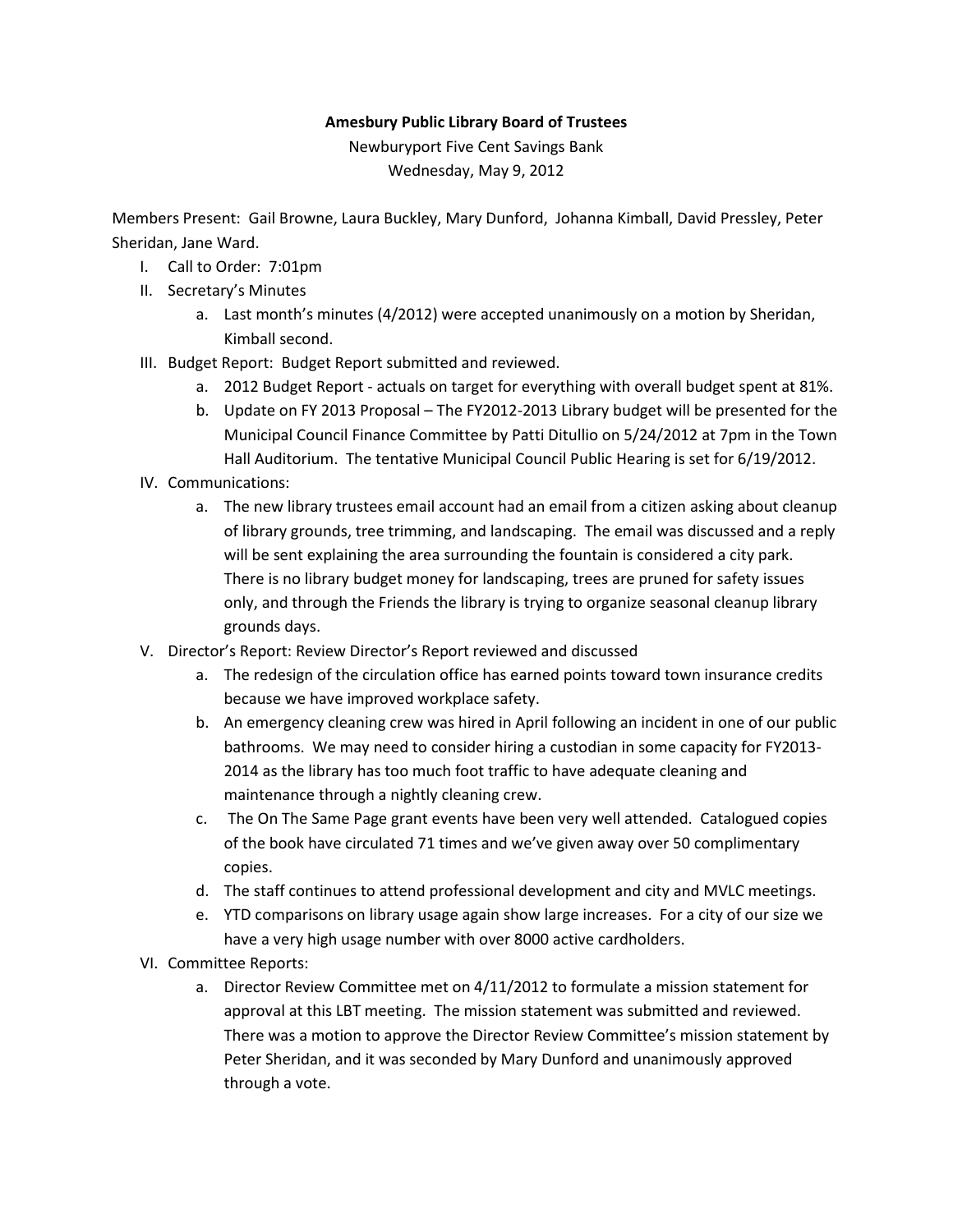**Amesbury Public Library Board of Trustees**

Newburyport Five Cent Savings Bank

Wednesday, May 9, 2012

Members Present: Gail Browne, Laura Buckley, Mary Dunford, Johanna Kimball, David Pressley, Peter Sheridan, Jane Ward.

I. Call to Order: 7:01pm

II. Secretary's Minutes
   a. Last month's minutes (4/2012) were accepted unanimously on a motion by Sheridan, Kimball second.

III. Budget Report: Budget Report submitted and reviewed.
   a. 2012 Budget Report - actuals on target for everything with overall budget spent at 81%.
   b. Update on FY 2013 Proposal – The FY2012-2013 Library budget will be presented for the Municipal Council Finance Committee by Patti Ditullio on 5/24/2012 at 7pm in the Town Hall Auditorium. The tentative Municipal Council Public Hearing is set for 6/19/2012.

IV. Communications:
   a. The new library trustees email account had an email from a citizen asking about cleanup of library grounds, tree trimming, and landscaping. The email was discussed and a reply will be sent explaining the area surrounding the fountain is considered a city park. There is no library budget money for landscaping, trees are pruned for safety issues only, and through the Friends the library is trying to organize seasonal cleanup library grounds days.

V. Director's Report: Review Director's Report reviewed and discussed
   a. The redesign of the circulation office has earned points toward town insurance credits because we have improved workplace safety.
   b. An emergency cleaning crew was hired in April following an incident in one of our public bathrooms. We may need to consider hiring a custodian in some capacity for FY2013-2014 as the library has too much foot traffic to have adequate cleaning and maintenance through a nightly cleaning crew.
   c. The On The Same Page grant events have been very well attended. Catalogued copies of the book have circulated 71 times and we've given away over 50 complimentary copies.
   d. The staff continues to attend professional development and city and MVLC meetings.
   e. YTD comparisons on library usage again show large increases. For a city of our size we have a very high usage number with over 8000 active cardholders.

VI. Committee Reports:
   a. Director Review Committee met on 4/11/2012 to formulate a mission statement for approval at this LBT meeting. The mission statement was submitted and reviewed. There was a motion to approve the Director Review Committee's mission statement by Peter Sheridan, and it was seconded by Mary Dunford and unanimously approved through a vote.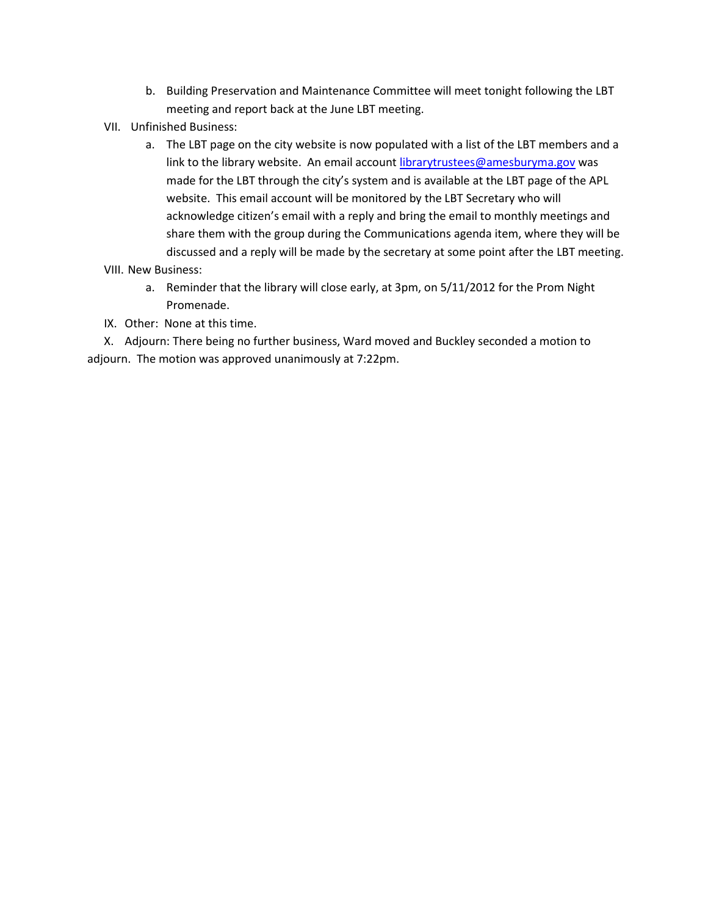b. Building Preservation and Maintenance Committee will meet tonight following the LBT meeting and report back at the June LBT meeting.

VII. Unfinished Business:

a. The LBT page on the city website is now populated with a list of the LBT members and a link to the library website. An email account librarytrustees@amesburyma.gov was made for the LBT through the city's system and is available at the LBT page of the APL website. This email account will be monitored by the LBT Secretary who will acknowledge citizen's email with a reply and bring the email to monthly meetings and share them with the group during the Communications agenda item, where they will be discussed and a reply will be made by the secretary at some point after the LBT meeting.

VIII. New Business:

a. Reminder that the library will close early, at 3pm, on 5/11/2012 for the Prom Night Promenade.

IX. Other: None at this time.

X. Adjourn: There being no further business, Ward moved and Buckley seconded a motion to adjourn. The motion was approved unanimously at 7:22pm.